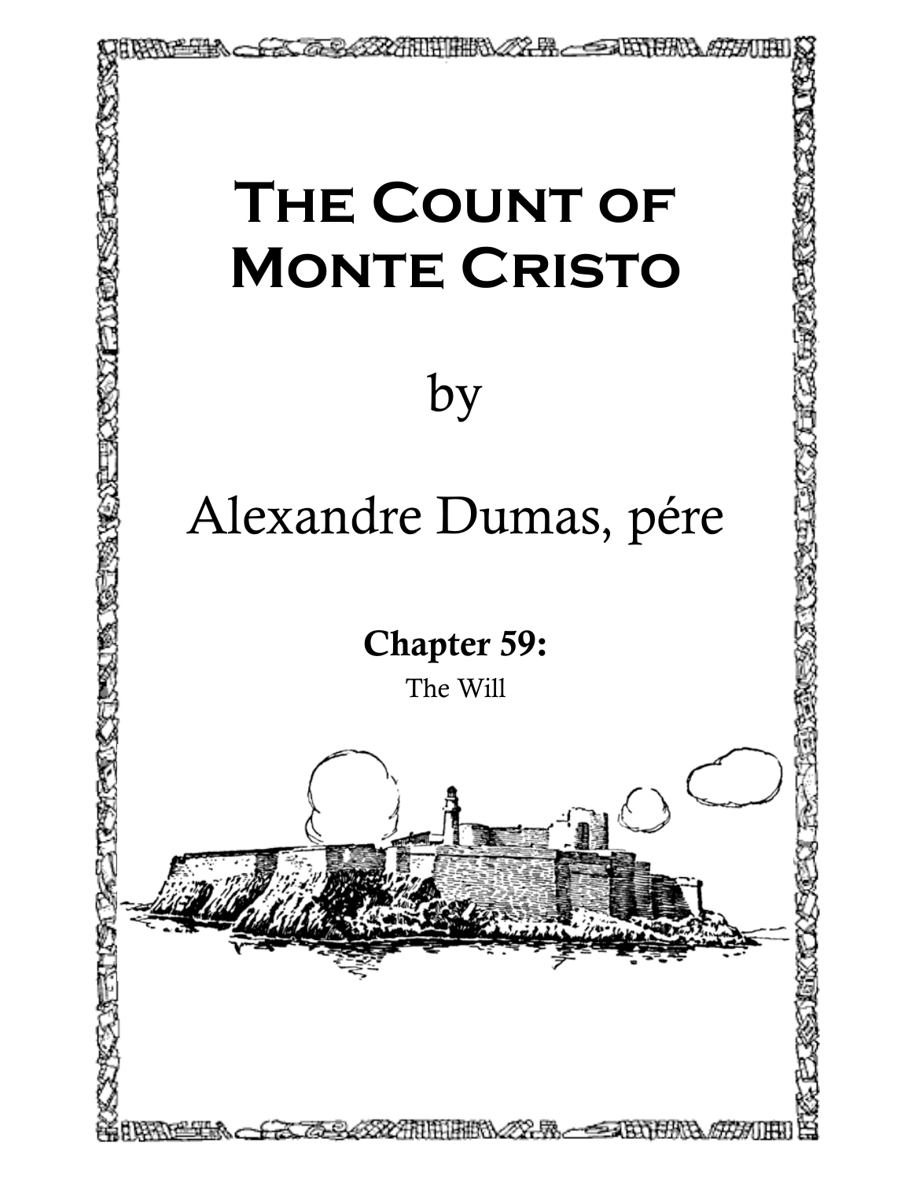# The Count of Monte Cristo

by

Alexandre Dumas, pére

## Chapter 59:

The Will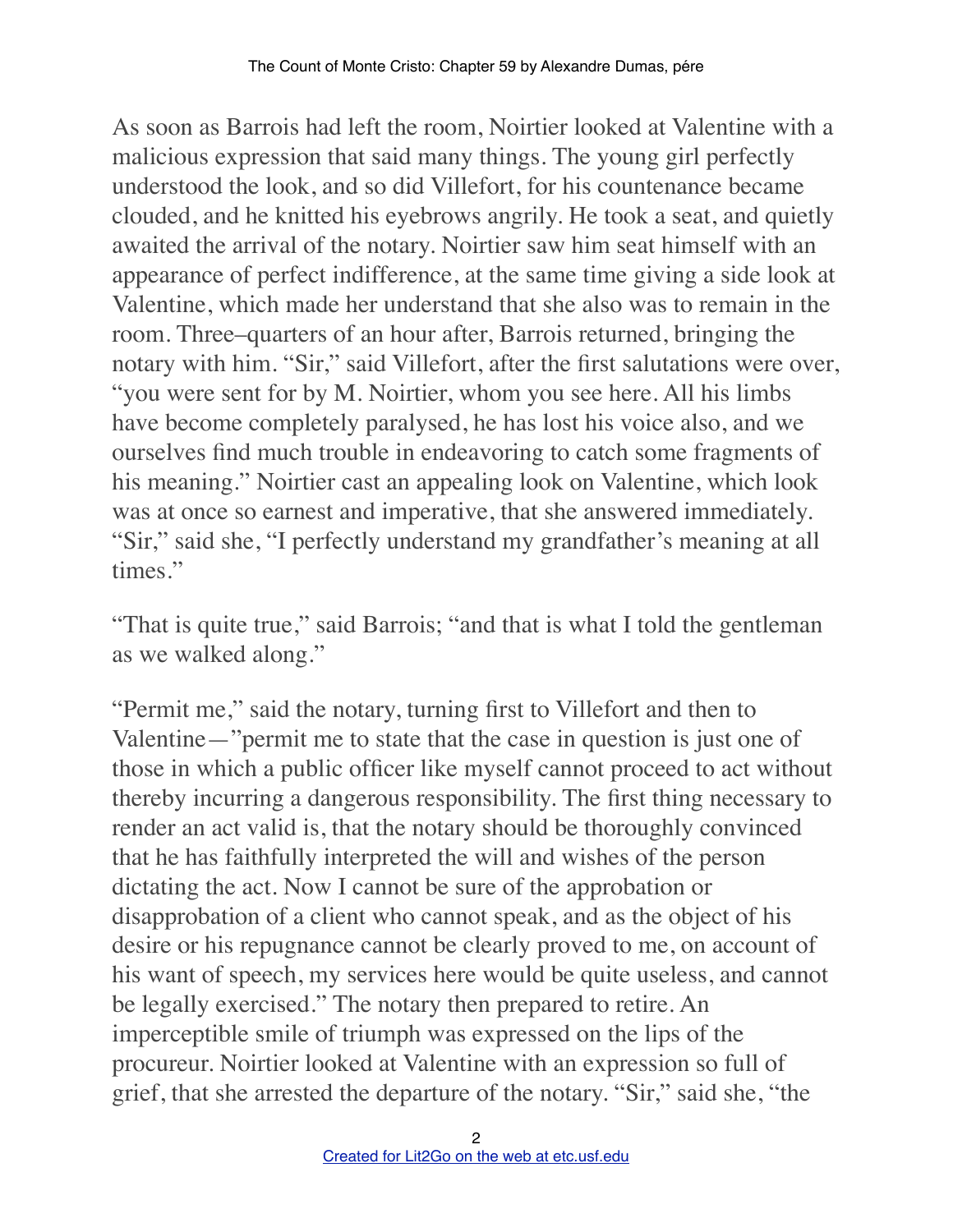As soon as Barrois had left the room, Noirtier looked at Valentine with a malicious expression that said many things. The young girl perfectly understood the look, and so did Villefort, for his countenance became clouded, and he knitted his eyebrows angrily. He took a seat, and quietly awaited the arrival of the notary. Noirtier saw him seat himself with an appearance of perfect indifference, at the same time giving a side look at Valentine, which made her understand that she also was to remain in the room. Three–quarters of an hour after, Barrois returned, bringing the notary with him. "Sir," said Villefort, after the first salutations were over, "you were sent for by M. Noirtier, whom you see here. All his limbs have become completely paralysed, he has lost his voice also, and we ourselves find much trouble in endeavoring to catch some fragments of his meaning." Noirtier cast an appealing look on Valentine, which look was at once so earnest and imperative, that she answered immediately. "Sir," said she, "I perfectly understand my grandfather's meaning at all times."

"That is quite true," said Barrois; "and that is what I told the gentleman as we walked along."

"Permit me," said the notary, turning first to Villefort and then to Valentine—"permit me to state that the case in question is just one of those in which a public officer like myself cannot proceed to act without thereby incurring a dangerous responsibility. The first thing necessary to render an act valid is, that the notary should be thoroughly convinced that he has faithfully interpreted the will and wishes of the person dictating the act. Now I cannot be sure of the approbation or disapprobation of a client who cannot speak, and as the object of his desire or his repugnance cannot be clearly proved to me, on account of his want of speech, my services here would be quite useless, and cannot be legally exercised." The notary then prepared to retire. An imperceptible smile of triumph was expressed on the lips of the procureur. Noirtier looked at Valentine with an expression so full of grief, that she arrested the departure of the notary. "Sir," said she, "the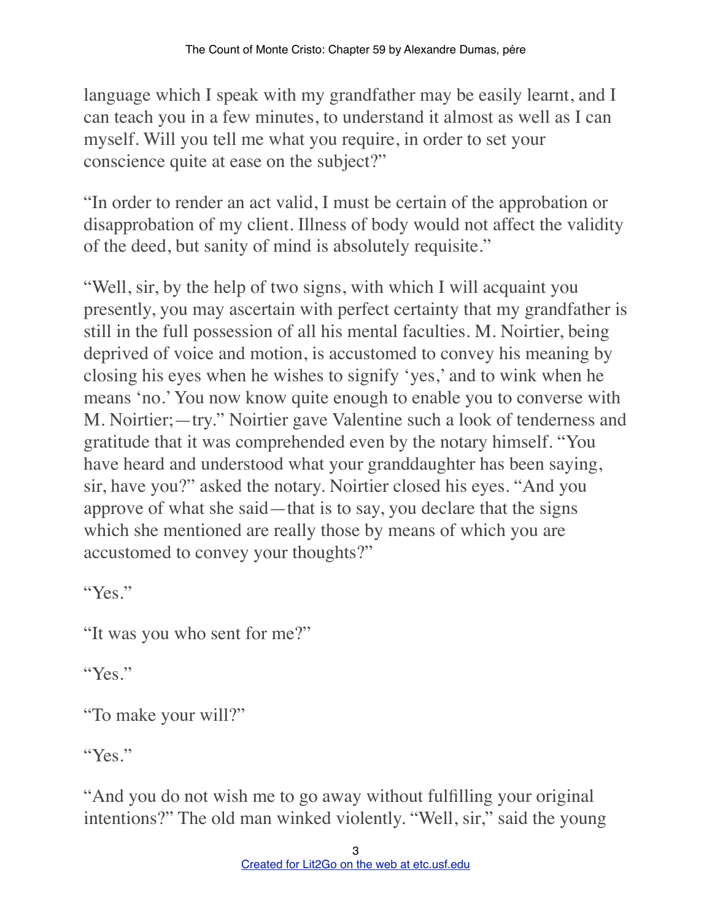language which I speak with my grandfather may be easily learnt, and I can teach you in a few minutes, to understand it almost as well as I can myself. Will you tell me what you require, in order to set your conscience quite at ease on the subject?"

"In order to render an act valid, I must be certain of the approbation or disapprobation of my client. Illness of body would not affect the validity of the deed, but sanity of mind is absolutely requisite."

"Well, sir, by the help of two signs, with which I will acquaint you presently, you may ascertain with perfect certainty that my grandfather is still in the full possession of all his mental faculties. M. Noirtier, being deprived of voice and motion, is accustomed to convey his meaning by closing his eyes when he wishes to signify 'yes,' and to wink when he means 'no.' You now know quite enough to enable you to converse with M. Noirtier;—try." Noirtier gave Valentine such a look of tenderness and gratitude that it was comprehended even by the notary himself. "You have heard and understood what your granddaughter has been saying, sir, have you?" asked the notary. Noirtier closed his eyes. "And you approve of what she said—that is to say, you declare that the signs which she mentioned are really those by means of which you are accustomed to convey your thoughts?"

"Yes."

"It was you who sent for me?"

"Yes."

"To make your will?"

"Yes."

"And you do not wish me to go away without fulfilling your original intentions?" The old man winked violently. "Well, sir," said the young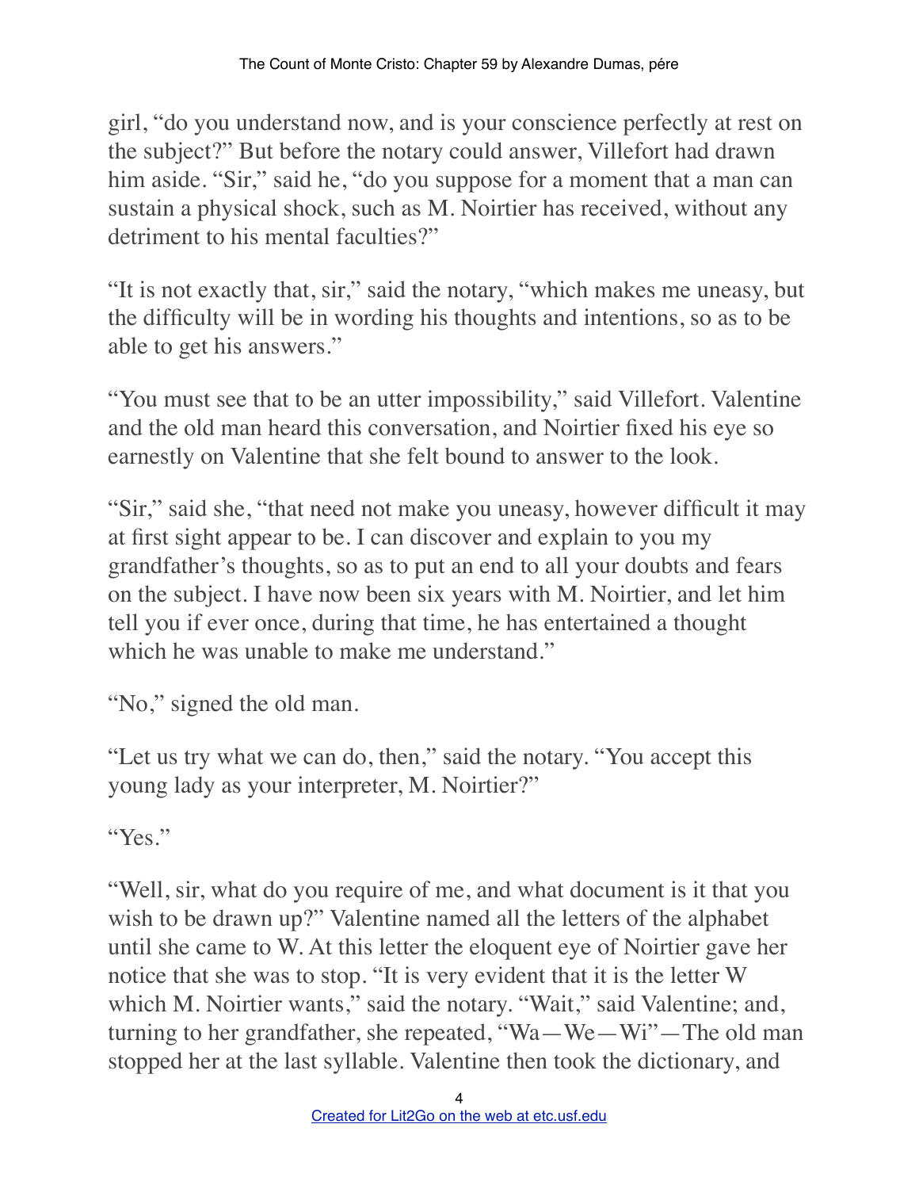girl, "do you understand now, and is your conscience perfectly at rest on the subject?" But before the notary could answer, Villefort had drawn him aside. "Sir," said he, "do you suppose for a moment that a man can sustain a physical shock, such as M. Noirtier has received, without any detriment to his mental faculties?"

"It is not exactly that, sir," said the notary, "which makes me uneasy, but the difficulty will be in wording his thoughts and intentions, so as to be able to get his answers."

"You must see that to be an utter impossibility," said Villefort. Valentine and the old man heard this conversation, and Noirtier fixed his eye so earnestly on Valentine that she felt bound to answer to the look.

"Sir," said she, "that need not make you uneasy, however difficult it may at first sight appear to be. I can discover and explain to you my grandfather's thoughts, so as to put an end to all your doubts and fears on the subject. I have now been six years with M. Noirtier, and let him tell you if ever once, during that time, he has entertained a thought which he was unable to make me understand."

"No," signed the old man.

"Let us try what we can do, then," said the notary. "You accept this young lady as your interpreter, M. Noirtier?"

"Yes."

"Well, sir, what do you require of me, and what document is it that you wish to be drawn up?" Valentine named all the letters of the alphabet until she came to W. At this letter the eloquent eye of Noirtier gave her notice that she was to stop. "It is very evident that it is the letter W which M. Noirtier wants," said the notary. "Wait," said Valentine; and, turning to her grandfather, she repeated, "Wa—We—Wi"—The old man stopped her at the last syllable. Valentine then took the dictionary, and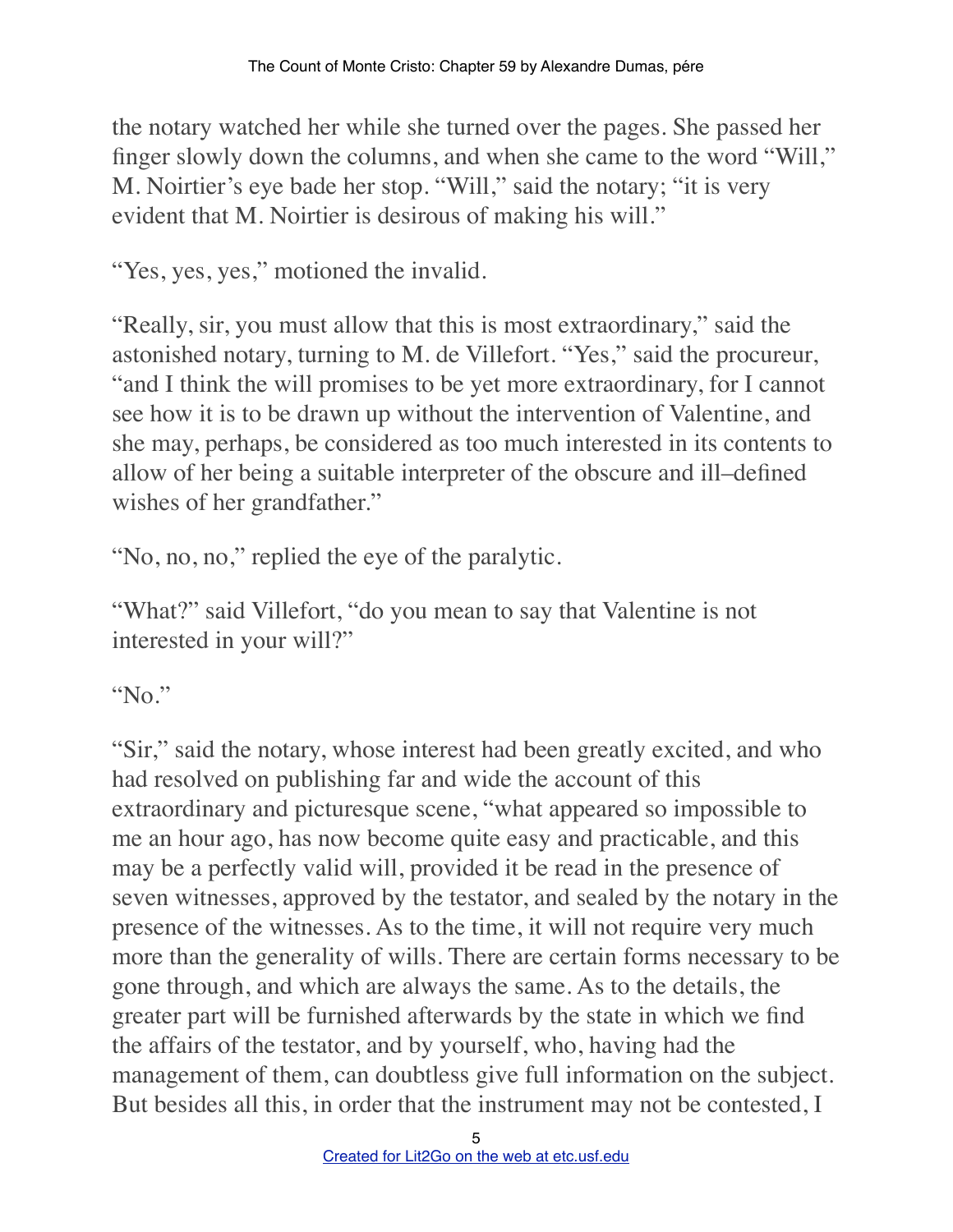the notary watched her while she turned over the pages. She passed her finger slowly down the columns, and when she came to the word "Will," M. Noirtier's eye bade her stop. "Will," said the notary; "it is very evident that M. Noirtier is desirous of making his will."

"Yes, yes, yes," motioned the invalid.

"Really, sir, you must allow that this is most extraordinary," said the astonished notary, turning to M. de Villefort. "Yes," said the procureur, "and I think the will promises to be yet more extraordinary, for I cannot see how it is to be drawn up without the intervention of Valentine, and she may, perhaps, be considered as too much interested in its contents to allow of her being a suitable interpreter of the obscure and ill–defined wishes of her grandfather."

"No, no, no," replied the eye of the paralytic.

"What?" said Villefort, "do you mean to say that Valentine is not interested in your will?"

"No."

"Sir," said the notary, whose interest had been greatly excited, and who had resolved on publishing far and wide the account of this extraordinary and picturesque scene, "what appeared so impossible to me an hour ago, has now become quite easy and practicable, and this may be a perfectly valid will, provided it be read in the presence of seven witnesses, approved by the testator, and sealed by the notary in the presence of the witnesses. As to the time, it will not require very much more than the generality of wills. There are certain forms necessary to be gone through, and which are always the same. As to the details, the greater part will be furnished afterwards by the state in which we find the affairs of the testator, and by yourself, who, having had the management of them, can doubtless give full information on the subject. But besides all this, in order that the instrument may not be contested, I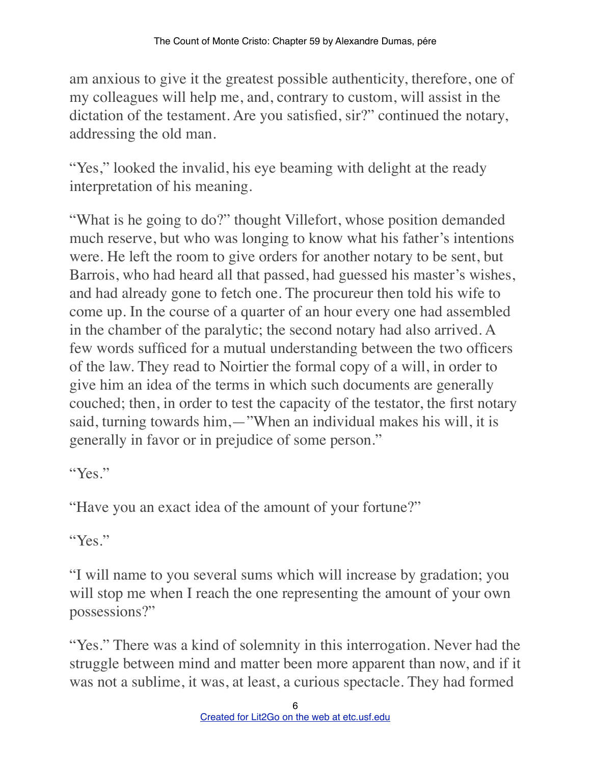am anxious to give it the greatest possible authenticity, therefore, one of my colleagues will help me, and, contrary to custom, will assist in the dictation of the testament. Are you satisfied, sir?" continued the notary, addressing the old man.

"Yes," looked the invalid, his eye beaming with delight at the ready interpretation of his meaning.

"What is he going to do?" thought Villefort, whose position demanded much reserve, but who was longing to know what his father's intentions were. He left the room to give orders for another notary to be sent, but Barrois, who had heard all that passed, had guessed his master's wishes, and had already gone to fetch one. The procureur then told his wife to come up. In the course of a quarter of an hour every one had assembled in the chamber of the paralytic; the second notary had also arrived. A few words sufficed for a mutual understanding between the two officers of the law. They read to Noirtier the formal copy of a will, in order to give him an idea of the terms in which such documents are generally couched; then, in order to test the capacity of the testator, the first notary said, turning towards him,—"When an individual makes his will, it is generally in favor or in prejudice of some person."

"Yes."

"Have you an exact idea of the amount of your fortune?"

"Yes."

"I will name to you several sums which will increase by gradation; you will stop me when I reach the one representing the amount of your own possessions?"

"Yes." There was a kind of solemnity in this interrogation. Never had the struggle between mind and matter been more apparent than now, and if it was not a sublime, it was, at least, a curious spectacle. They had formed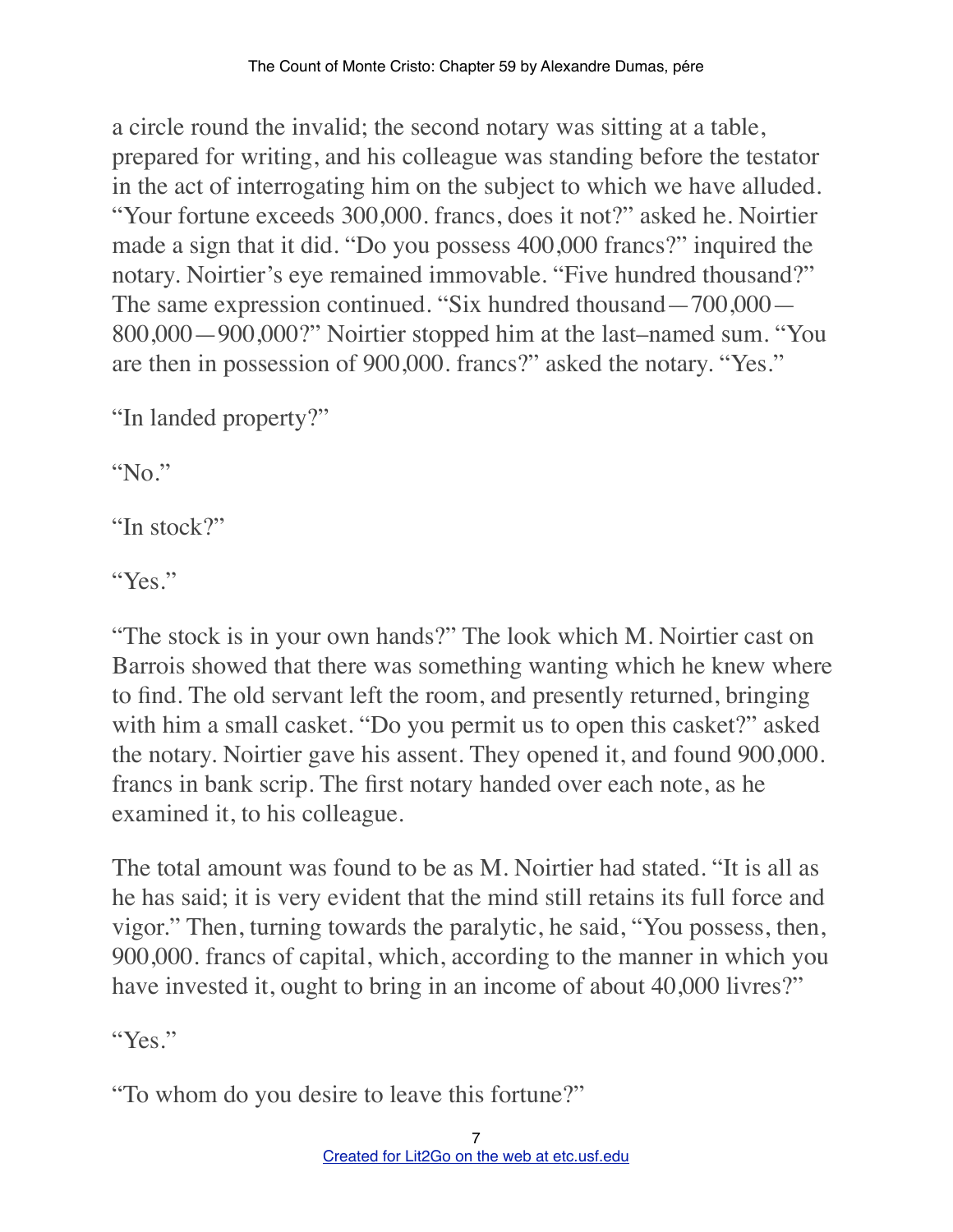a circle round the invalid; the second notary was sitting at a table, prepared for writing, and his colleague was standing before the testator in the act of interrogating him on the subject to which we have alluded. "Your fortune exceeds 300,000. francs, does it not?" asked he. Noirtier made a sign that it did. "Do you possess 400,000 francs?" inquired the notary. Noirtier's eye remained immovable. "Five hundred thousand?" The same expression continued. "Six hundred thousand—700,000—800,000—900,000?" Noirtier stopped him at the last–named sum. "You are then in possession of 900,000. francs?" asked the notary. "Yes."

"In landed property?"

"No."

"In stock?"

"Yes."

"The stock is in your own hands?" The look which M. Noirtier cast on Barrois showed that there was something wanting which he knew where to find. The old servant left the room, and presently returned, bringing with him a small casket. "Do you permit us to open this casket?" asked the notary. Noirtier gave his assent. They opened it, and found 900,000. francs in bank scrip. The first notary handed over each note, as he examined it, to his colleague.

The total amount was found to be as M. Noirtier had stated. "It is all as he has said; it is very evident that the mind still retains its full force and vigor." Then, turning towards the paralytic, he said, "You possess, then, 900,000. francs of capital, which, according to the manner in which you have invested it, ought to bring in an income of about 40,000 livres?"

"Yes."

"To whom do you desire to leave this fortune?"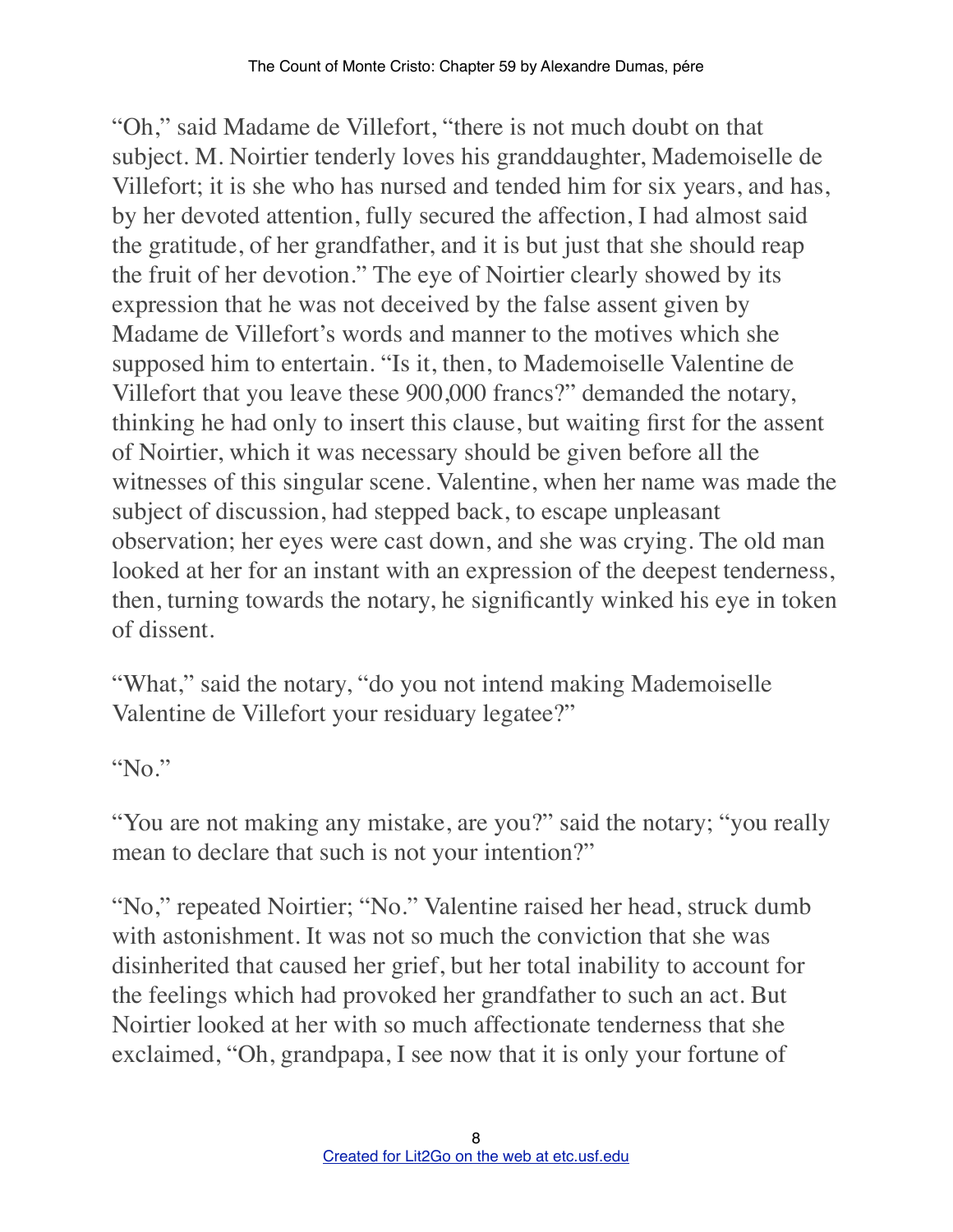"Oh," said Madame de Villefort, "there is not much doubt on that subject. M. Noirtier tenderly loves his granddaughter, Mademoiselle de Villefort; it is she who has nursed and tended him for six years, and has, by her devoted attention, fully secured the affection, I had almost said the gratitude, of her grandfather, and it is but just that she should reap the fruit of her devotion." The eye of Noirtier clearly showed by its expression that he was not deceived by the false assent given by Madame de Villefort's words and manner to the motives which she supposed him to entertain. "Is it, then, to Mademoiselle Valentine de Villefort that you leave these 900,000 francs?" demanded the notary, thinking he had only to insert this clause, but waiting first for the assent of Noirtier, which it was necessary should be given before all the witnesses of this singular scene. Valentine, when her name was made the subject of discussion, had stepped back, to escape unpleasant observation; her eyes were cast down, and she was crying. The old man looked at her for an instant with an expression of the deepest tenderness, then, turning towards the notary, he significantly winked his eye in token of dissent.

"What," said the notary, "do you not intend making Mademoiselle Valentine de Villefort your residuary legatee?"

"No."

"You are not making any mistake, are you?" said the notary; "you really mean to declare that such is not your intention?"

"No," repeated Noirtier; "No." Valentine raised her head, struck dumb with astonishment. It was not so much the conviction that she was disinherited that caused her grief, but her total inability to account for the feelings which had provoked her grandfather to such an act. But Noirtier looked at her with so much affectionate tenderness that she exclaimed, "Oh, grandpapa, I see now that it is only your fortune of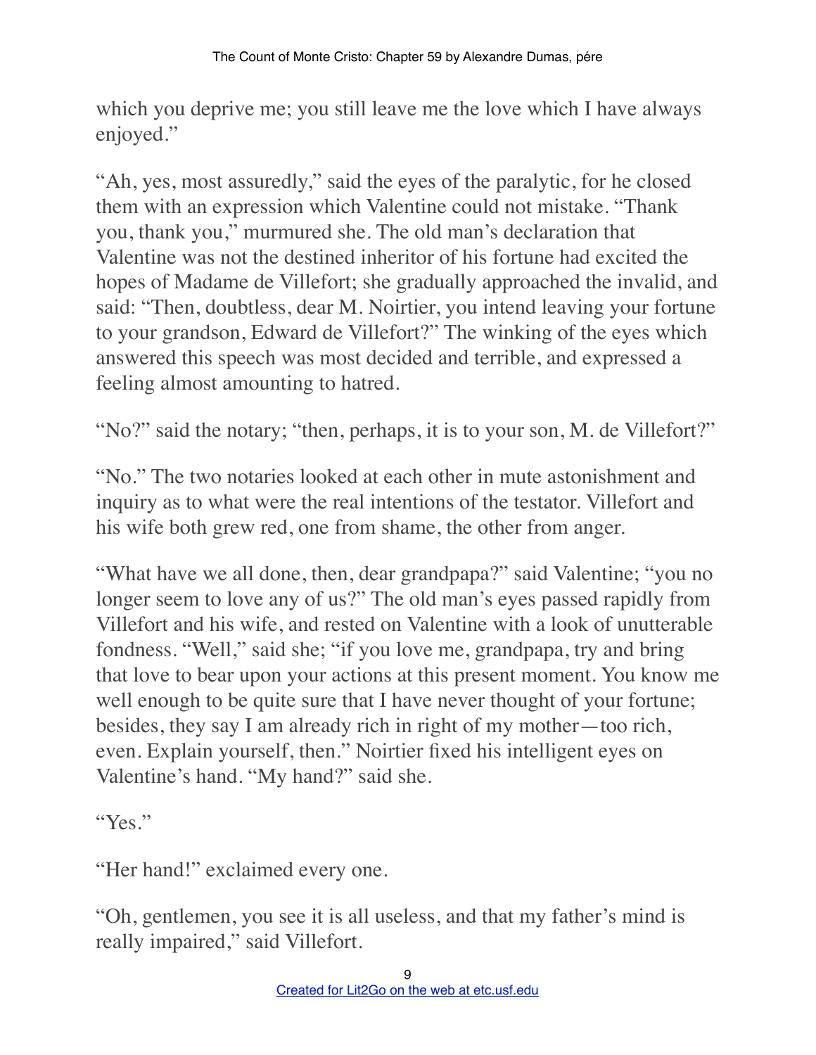which you deprive me; you still leave me the love which I have always enjoyed."

"Ah, yes, most assuredly," said the eyes of the paralytic, for he closed them with an expression which Valentine could not mistake. "Thank you, thank you," murmured she. The old man's declaration that Valentine was not the destined inheritor of his fortune had excited the hopes of Madame de Villefort; she gradually approached the invalid, and said: "Then, doubtless, dear M. Noirtier, you intend leaving your fortune to your grandson, Edward de Villefort?" The winking of the eyes which answered this speech was most decided and terrible, and expressed a feeling almost amounting to hatred.

"No?" said the notary; "then, perhaps, it is to your son, M. de Villefort?"

"No." The two notaries looked at each other in mute astonishment and inquiry as to what were the real intentions of the testator. Villefort and his wife both grew red, one from shame, the other from anger.

"What have we all done, then, dear grandpapa?" said Valentine; "you no longer seem to love any of us?" The old man's eyes passed rapidly from Villefort and his wife, and rested on Valentine with a look of unutterable fondness. "Well," said she; "if you love me, grandpapa, try and bring that love to bear upon your actions at this present moment. You know me well enough to be quite sure that I have never thought of your fortune; besides, they say I am already rich in right of my mother—too rich, even. Explain yourself, then." Noirtier fixed his intelligent eyes on Valentine's hand. "My hand?" said she.

"Yes."

"Her hand!" exclaimed every one.

"Oh, gentlemen, you see it is all useless, and that my father's mind is really impaired," said Villefort.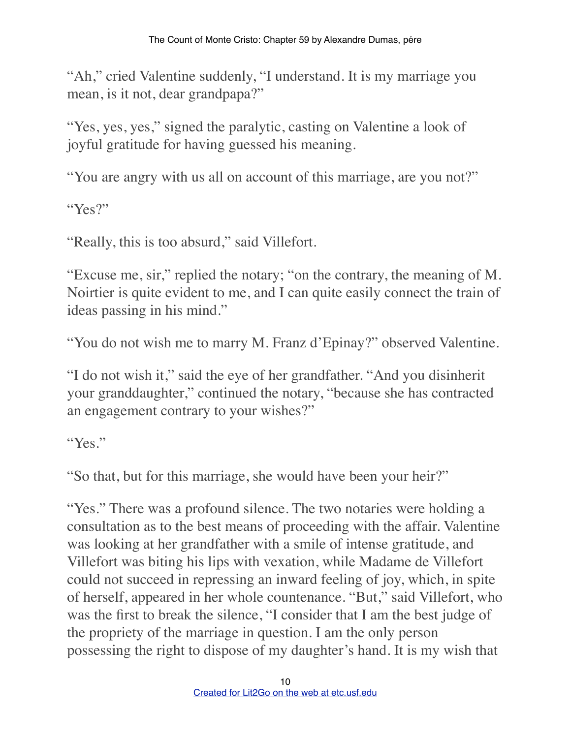"Ah," cried Valentine suddenly, "I understand. It is my marriage you mean, is it not, dear grandpapa?"

"Yes, yes, yes," signed the paralytic, casting on Valentine a look of joyful gratitude for having guessed his meaning.

"You are angry with us all on account of this marriage, are you not?"

"Yes?"

"Really, this is too absurd," said Villefort.

"Excuse me, sir," replied the notary; "on the contrary, the meaning of M. Noirtier is quite evident to me, and I can quite easily connect the train of ideas passing in his mind."

"You do not wish me to marry M. Franz d'Epinay?" observed Valentine.

"I do not wish it," said the eye of her grandfather. "And you disinherit your granddaughter," continued the notary, "because she has contracted an engagement contrary to your wishes?"

"Yes."

"So that, but for this marriage, she would have been your heir?"

"Yes." There was a profound silence. The two notaries were holding a consultation as to the best means of proceeding with the affair. Valentine was looking at her grandfather with a smile of intense gratitude, and Villefort was biting his lips with vexation, while Madame de Villefort could not succeed in repressing an inward feeling of joy, which, in spite of herself, appeared in her whole countenance. "But," said Villefort, who was the first to break the silence, "I consider that I am the best judge of the propriety of the marriage in question. I am the only person possessing the right to dispose of my daughter's hand. It is my wish that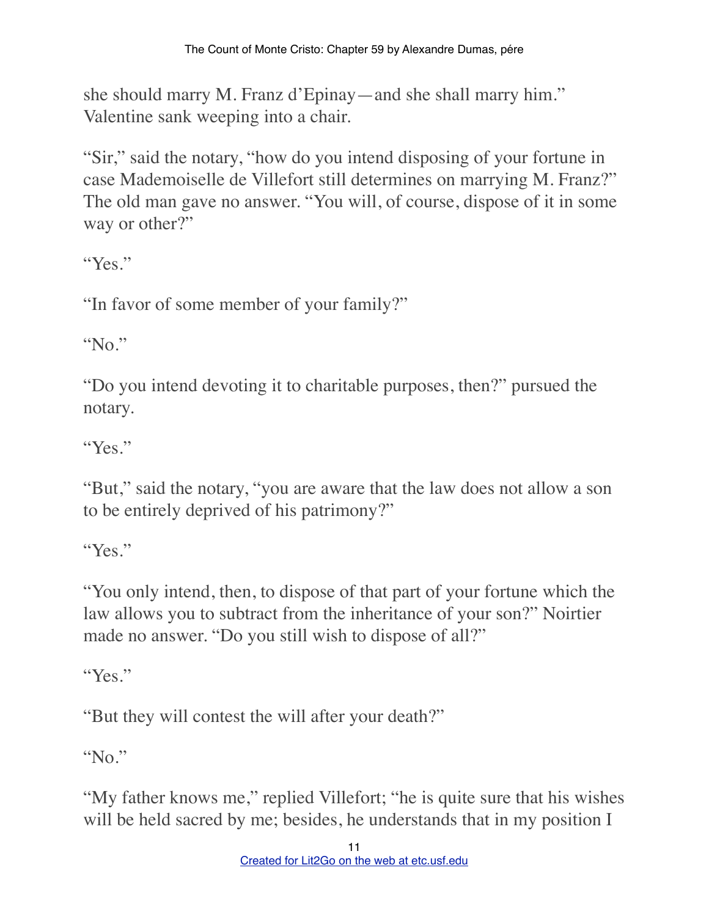she should marry M. Franz d'Epinay—and she shall marry him." Valentine sank weeping into a chair.

"Sir," said the notary, "how do you intend disposing of your fortune in case Mademoiselle de Villefort still determines on marrying M. Franz?" The old man gave no answer. "You will, of course, dispose of it in some way or other?"

"Yes."

"In favor of some member of your family?"

"No."

"Do you intend devoting it to charitable purposes, then?" pursued the notary.

"Yes."

"But," said the notary, "you are aware that the law does not allow a son to be entirely deprived of his patrimony?"

"Yes."

"You only intend, then, to dispose of that part of your fortune which the law allows you to subtract from the inheritance of your son?" Noirtier made no answer. "Do you still wish to dispose of all?"

"Yes."

"But they will contest the will after your death?"

"No."

"My father knows me," replied Villefort; "he is quite sure that his wishes will be held sacred by me; besides, he understands that in my position I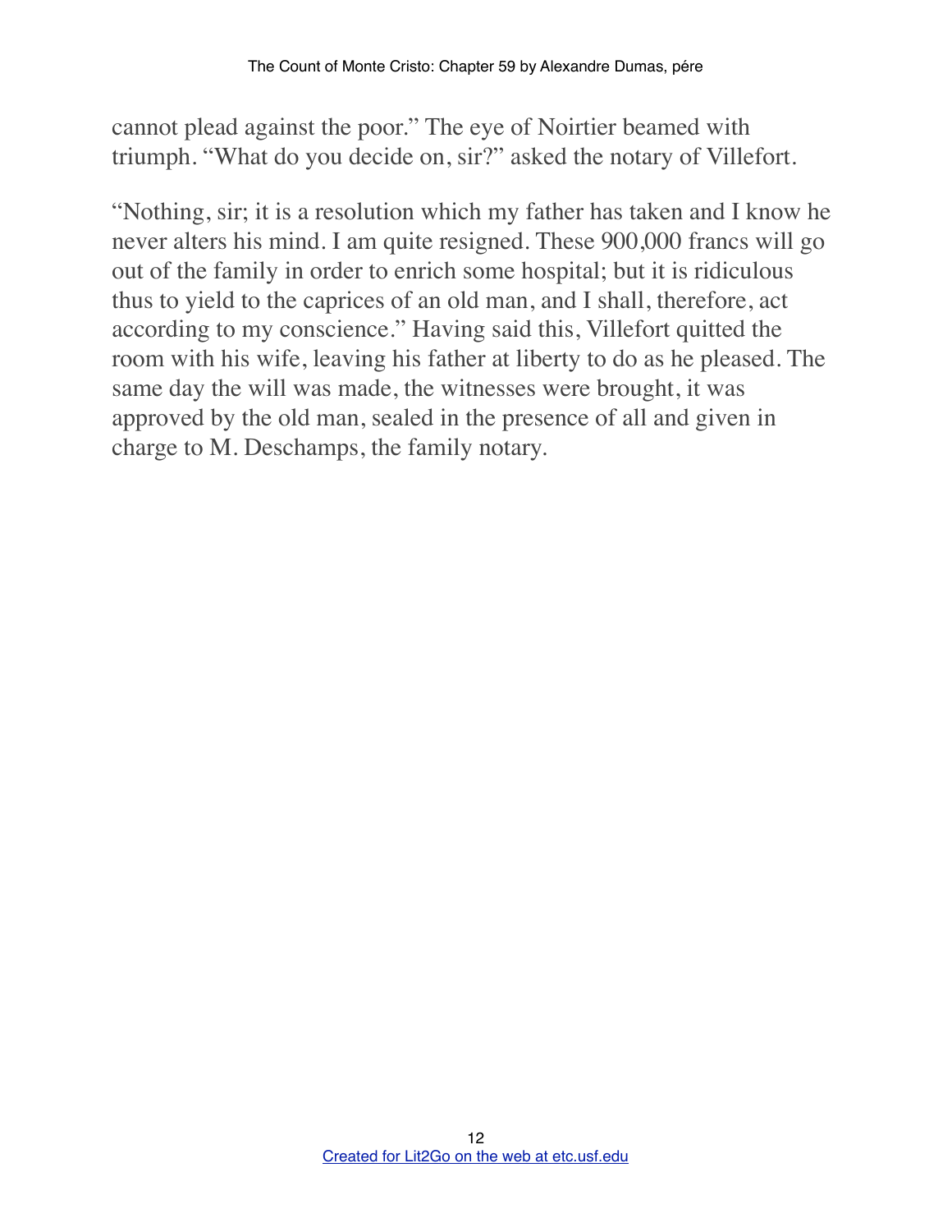cannot plead against the poor." The eye of Noirtier beamed with triumph. "What do you decide on, sir?" asked the notary of Villefort.

"Nothing, sir; it is a resolution which my father has taken and I know he never alters his mind. I am quite resigned. These 900,000 francs will go out of the family in order to enrich some hospital; but it is ridiculous thus to yield to the caprices of an old man, and I shall, therefore, act according to my conscience." Having said this, Villefort quitted the room with his wife, leaving his father at liberty to do as he pleased. The same day the will was made, the witnesses were brought, it was approved by the old man, sealed in the presence of all and given in charge to M. Deschamps, the family notary.